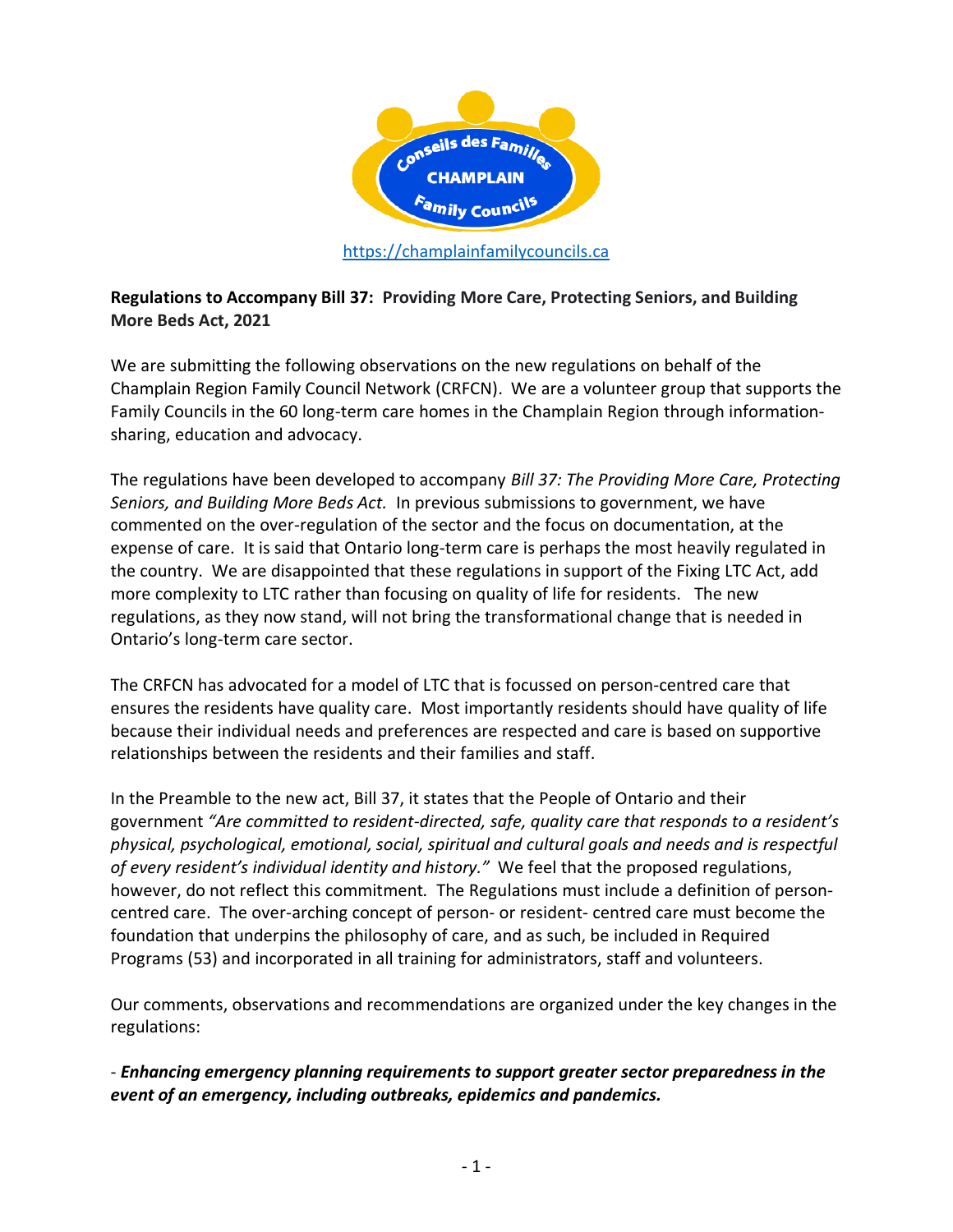https://champlainfamilycouncils.ca

**Regulations to Accompany Bill 37: Providing More Care, Protecting Seniors, and Building More Beds Act, 2021**

We are submitting the following observations on the new regulations on behalf of the Champlain Region Family Council Network (CRFCN). We are a volunteer group that supports the Family Councils in the 60 long-term care homes in the Champlain Region through information-sharing, education and advocacy.

The regulations have been developed to accompany *Bill 37: The Providing More Care, Protecting Seniors, and Building More Beds Act.* In previous submissions to government, we have commented on the over-regulation of the sector and the focus on documentation, at the expense of care. It is said that Ontario long-term care is perhaps the most heavily regulated in the country. We are disappointed that these regulations in support of the Fixing LTC Act, add more complexity to LTC rather than focusing on quality of life for residents. The new regulations, as they now stand, will not bring the transformational change that is needed in Ontario's long-term care sector.

The CRFCN has advocated for a model of LTC that is focussed on person-centred care that ensures the residents have quality care. Most importantly residents should have quality of life because their individual needs and preferences are respected and care is based on supportive relationships between the residents and their families and staff.

In the Preamble to the new act, Bill 37, it states that the People of Ontario and their government *"Are committed to resident-directed, safe, quality care that responds to a resident's physical, psychological, emotional, social, spiritual and cultural goals and needs and is respectful of every resident's individual identity and history."* We feel that the proposed regulations, however, do not reflect this commitment. The Regulations must include a definition of person-centred care. The over-arching concept of person- or resident- centred care must become the foundation that underpins the philosophy of care, and as such, be included in Required Programs (53) and incorporated in all training for administrators, staff and volunteers.

Our comments, observations and recommendations are organized under the key changes in the regulations:

- ***Enhancing emergency planning requirements to support greater sector preparedness in the event of an emergency, including outbreaks, epidemics and pandemics.***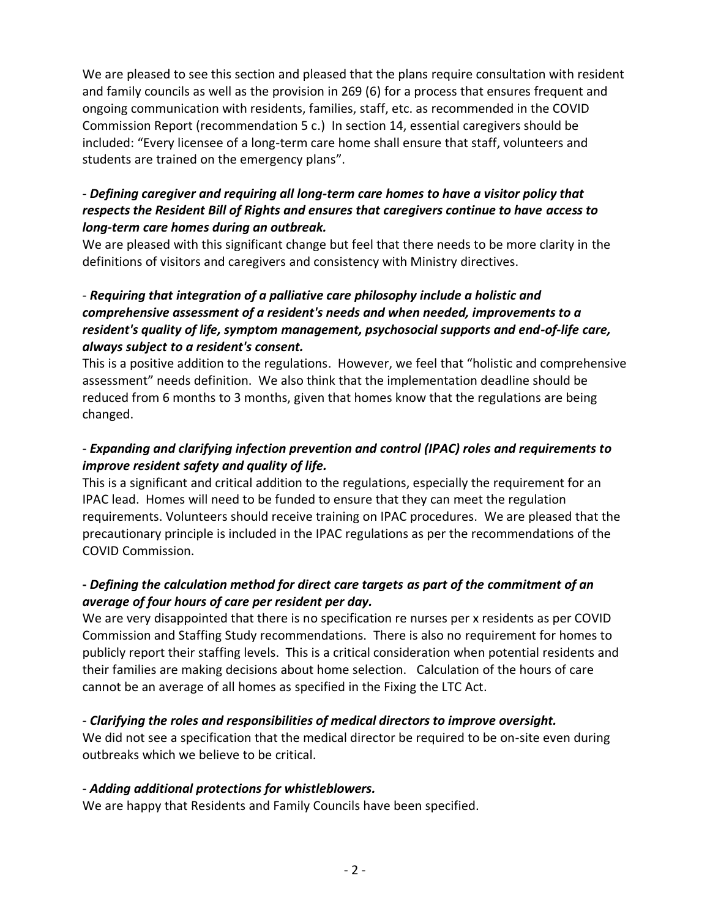We are pleased to see this section and pleased that the plans require consultation with resident and family councils as well as the provision in 269 (6) for a process that ensures frequent and ongoing communication with residents, families, staff, etc. as recommended in the COVID Commission Report (recommendation 5 c.) In section 14, essential caregivers should be included: "Every licensee of a long-term care home shall ensure that staff, volunteers and students are trained on the emergency plans".

- ***Defining caregiver and requiring all long-term care homes to have a visitor policy that respects the Resident Bill of Rights and ensures that caregivers continue to have access to long-term care homes during an outbreak.***

We are pleased with this significant change but feel that there needs to be more clarity in the definitions of visitors and caregivers and consistency with Ministry directives.

- ***Requiring that integration of a palliative care philosophy include a holistic and comprehensive assessment of a resident's needs and when needed, improvements to a resident's quality of life, symptom management, psychosocial supports and end-of-life care, always subject to a resident's consent.***

This is a positive addition to the regulations. However, we feel that "holistic and comprehensive assessment" needs definition. We also think that the implementation deadline should be reduced from 6 months to 3 months, given that homes know that the regulations are being changed.

- ***Expanding and clarifying infection prevention and control (IPAC) roles and requirements to improve resident safety and quality of life.***

This is a significant and critical addition to the regulations, especially the requirement for an IPAC lead. Homes will need to be funded to ensure that they can meet the regulation requirements. Volunteers should receive training on IPAC procedures. We are pleased that the precautionary principle is included in the IPAC regulations as per the recommendations of the COVID Commission.

**- *Defining the calculation method for direct care targets as part of the commitment of an average of four hours of care per resident per day.***

We are very disappointed that there is no specification re nurses per x residents as per COVID Commission and Staffing Study recommendations. There is also no requirement for homes to publicly report their staffing levels. This is a critical consideration when potential residents and their families are making decisions about home selection. Calculation of the hours of care cannot be an average of all homes as specified in the Fixing the LTC Act.

- ***Clarifying the roles and responsibilities of medical directors to improve oversight.***

We did not see a specification that the medical director be required to be on-site even during outbreaks which we believe to be critical.

- ***Adding additional protections for whistleblowers.***

We are happy that Residents and Family Councils have been specified.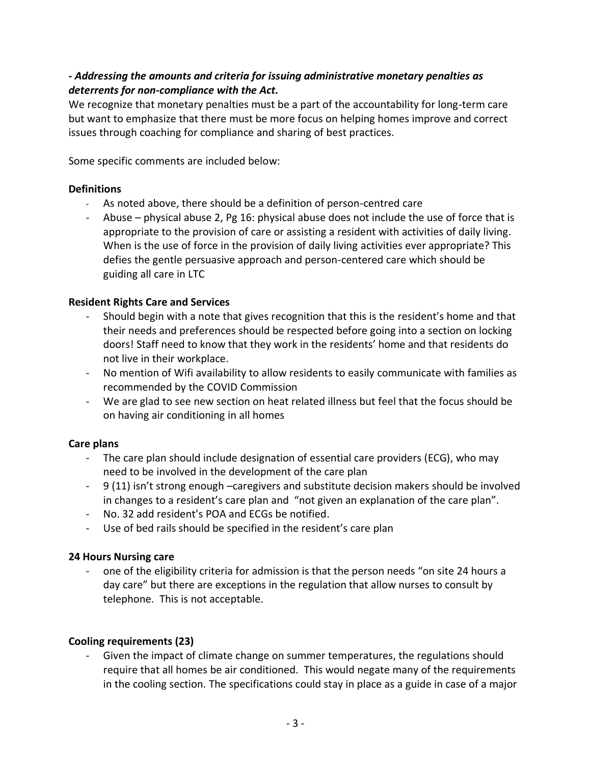***- Addressing the amounts and criteria for issuing administrative monetary penalties as deterrents for non-compliance with the Act.***

We recognize that monetary penalties must be a part of the accountability for long-term care but want to emphasize that there must be more focus on helping homes improve and correct issues through coaching for compliance and sharing of best practices.

Some specific comments are included below:

**Definitions**

- As noted above, there should be a definition of person-centred care
- Abuse – physical abuse 2, Pg 16: physical abuse does not include the use of force that is appropriate to the provision of care or assisting a resident with activities of daily living. When is the use of force in the provision of daily living activities ever appropriate? This defies the gentle persuasive approach and person-centered care which should be guiding all care in LTC

**Resident Rights Care and Services**

- Should begin with a note that gives recognition that this is the resident's home and that their needs and preferences should be respected before going into a section on locking doors! Staff need to know that they work in the residents' home and that residents do not live in their workplace.
- No mention of Wifi availability to allow residents to easily communicate with families as recommended by the COVID Commission
- We are glad to see new section on heat related illness but feel that the focus should be on having air conditioning in all homes

**Care plans**

- The care plan should include designation of essential care providers (ECG), who may need to be involved in the development of the care plan
- 9 (11) isn't strong enough –caregivers and substitute decision makers should be involved in changes to a resident's care plan and "not given an explanation of the care plan".
- No. 32 add resident's POA and ECGs be notified.
- Use of bed rails should be specified in the resident's care plan

**24 Hours Nursing care**

- one of the eligibility criteria for admission is that the person needs "on site 24 hours a day care" but there are exceptions in the regulation that allow nurses to consult by telephone. This is not acceptable.

**Cooling requirements (23)**

- Given the impact of climate change on summer temperatures, the regulations should require that all homes be air conditioned. This would negate many of the requirements in the cooling section. The specifications could stay in place as a guide in case of a major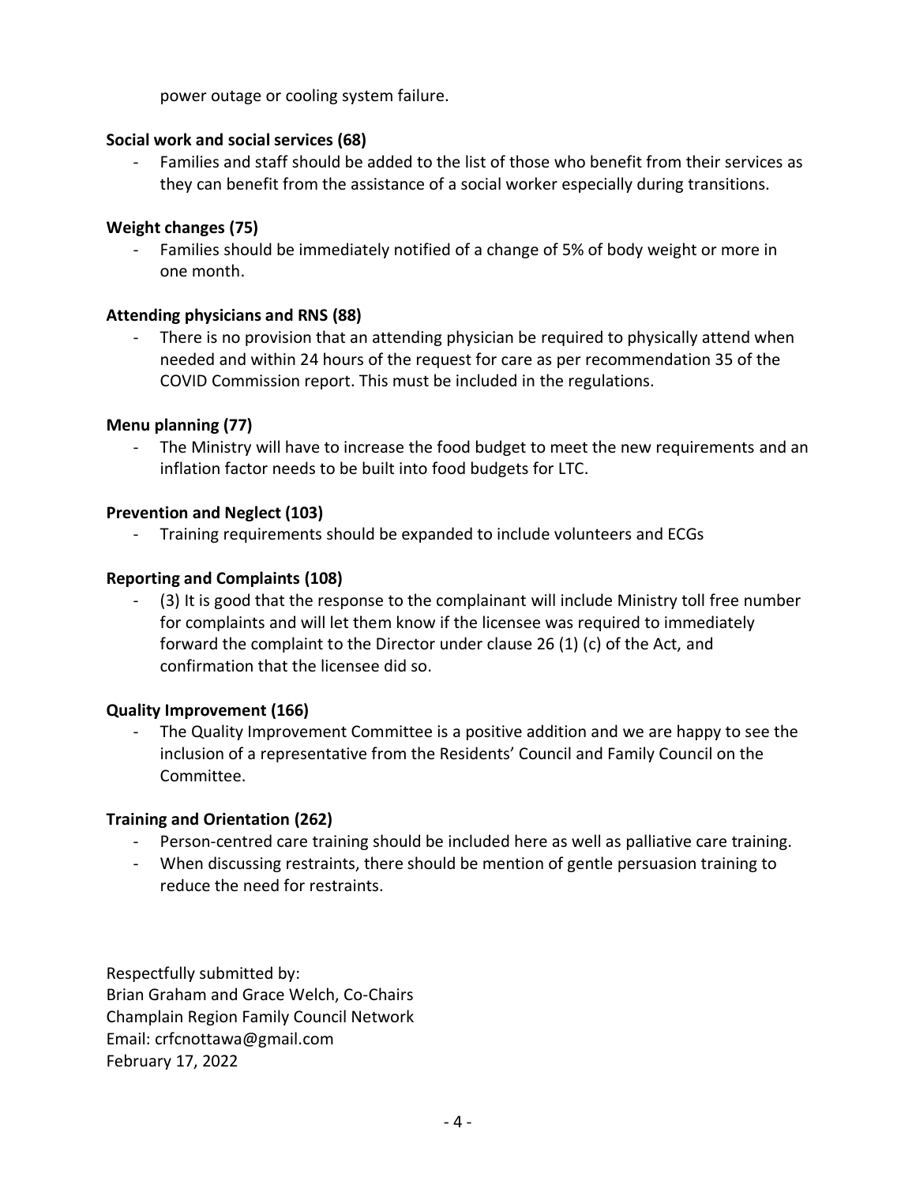power outage or cooling system failure.

**Social work and social services (68)**

- Families and staff should be added to the list of those who benefit from their services as they can benefit from the assistance of a social worker especially during transitions.

**Weight changes (75)**

- Families should be immediately notified of a change of 5% of body weight or more in one month.

**Attending physicians and RNS (88)**

- There is no provision that an attending physician be required to physically attend when needed and within 24 hours of the request for care as per recommendation 35 of the COVID Commission report. This must be included in the regulations.

**Menu planning (77)**

- The Ministry will have to increase the food budget to meet the new requirements and an inflation factor needs to be built into food budgets for LTC.

**Prevention and Neglect (103)**

- Training requirements should be expanded to include volunteers and ECGs

**Reporting and Complaints (108)**

- (3) It is good that the response to the complainant will include Ministry toll free number for complaints and will let them know if the licensee was required to immediately forward the complaint to the Director under clause 26 (1) (c) of the Act, and confirmation that the licensee did so.

**Quality Improvement (166)**

- The Quality Improvement Committee is a positive addition and we are happy to see the inclusion of a representative from the Residents' Council and Family Council on the Committee.

**Training and Orientation (262)**

- Person-centred care training should be included here as well as palliative care training.
- When discussing restraints, there should be mention of gentle persuasion training to reduce the need for restraints.

Respectfully submitted by:
Brian Graham and Grace Welch, Co-Chairs
Champlain Region Family Council Network
Email: crfcnottawa@gmail.com
February 17, 2022